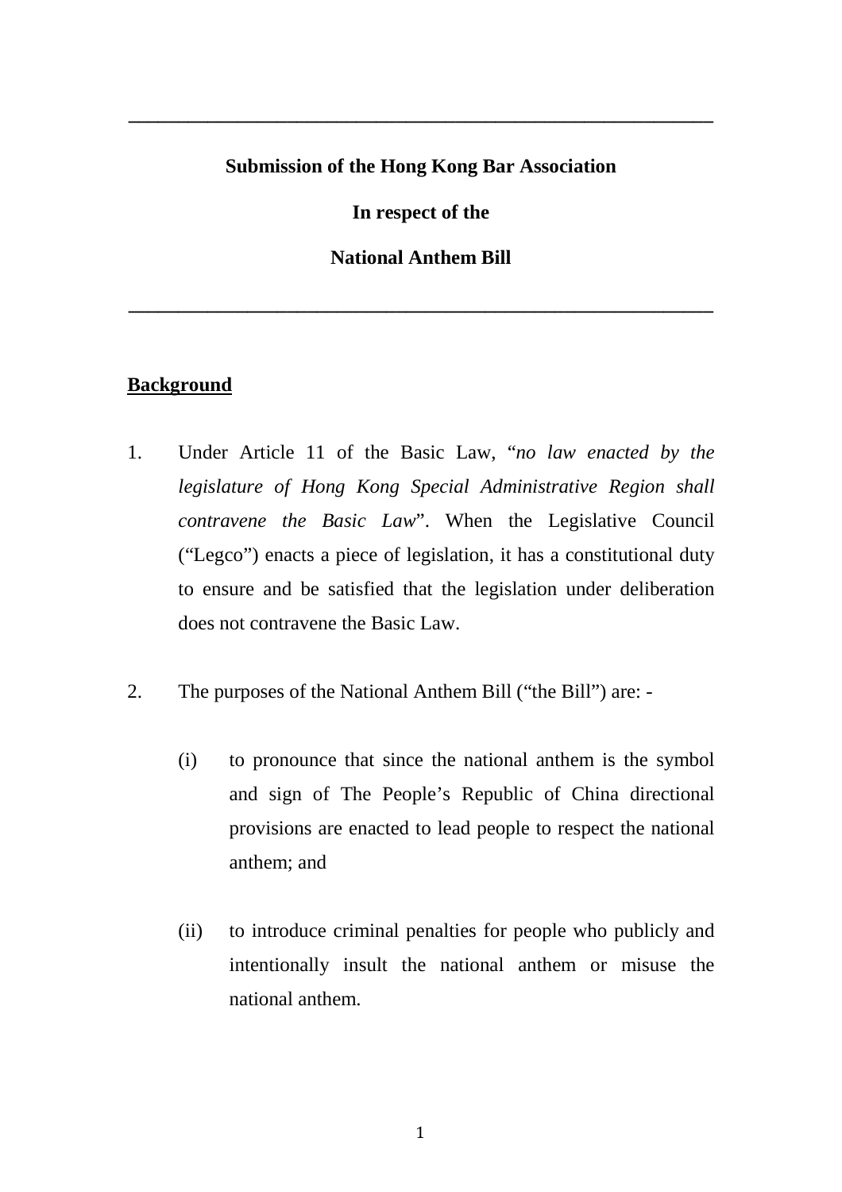---

**Submission of the Hong Kong Bar Association**

**In respect of the**

**National Anthem Bill**

---

**<u>Background</u>**

1. Under Article 11 of the Basic Law, "*no law enacted by the legislature of Hong Kong Special Administrative Region shall contravene the Basic Law*". When the Legislative Council ("Legco") enacts a piece of legislation, it has a constitutional duty to ensure and be satisfied that the legislation under deliberation does not contravene the Basic Law.

2. The purposes of the National Anthem Bill ("the Bill") are: -

   (i) to pronounce that since the national anthem is the symbol and sign of The People's Republic of China directional provisions are enacted to lead people to respect the national anthem; and

   (ii) to introduce criminal penalties for people who publicly and intentionally insult the national anthem or misuse the national anthem.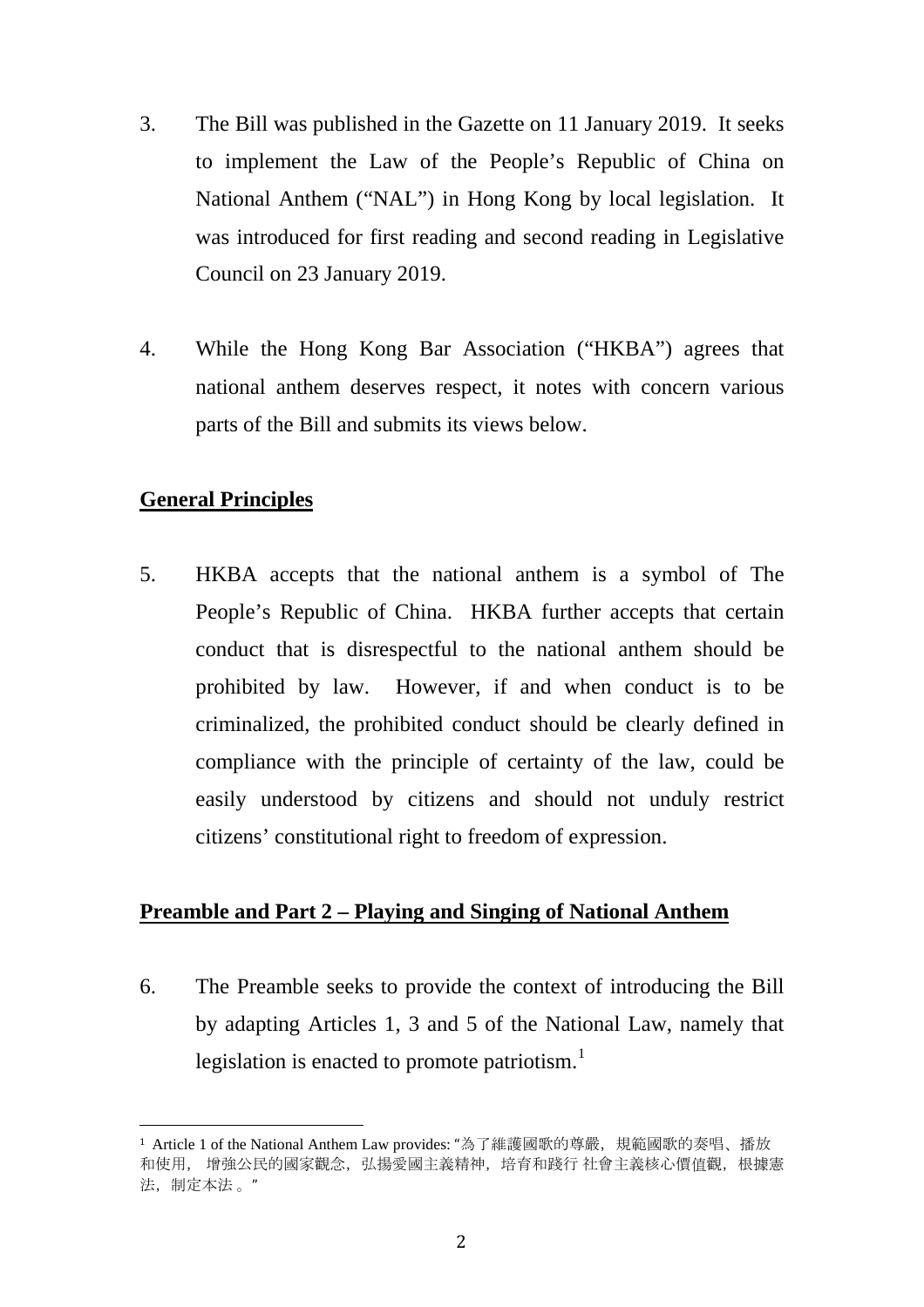3. The Bill was published in the Gazette on 11 January 2019. It seeks to implement the Law of the People's Republic of China on National Anthem ("NAL") in Hong Kong by local legislation. It was introduced for first reading and second reading in Legislative Council on 23 January 2019.

4. While the Hong Kong Bar Association ("HKBA") agrees that national anthem deserves respect, it notes with concern various parts of the Bill and submits its views below.

## General Principles

5. HKBA accepts that the national anthem is a symbol of The People's Republic of China. HKBA further accepts that certain conduct that is disrespectful to the national anthem should be prohibited by law. However, if and when conduct is to be criminalized, the prohibited conduct should be clearly defined in compliance with the principle of certainty of the law, could be easily understood by citizens and should not unduly restrict citizens' constitutional right to freedom of expression.

## Preamble and Part 2 – Playing and Singing of National Anthem

6. The Preamble seeks to provide the context of introducing the Bill by adapting Articles 1, 3 and 5 of the National Law, namely that legislation is enacted to promote patriotism.[1]

---

[1] Article 1 of the National Anthem Law provides: "為了維護國歌的尊嚴，規範國歌的奏唱、播放和使用， 增強公民的國家觀念，弘揚愛國主義精神，培育和踐行 社會主義核心價值觀，根據憲法，制定本法 。"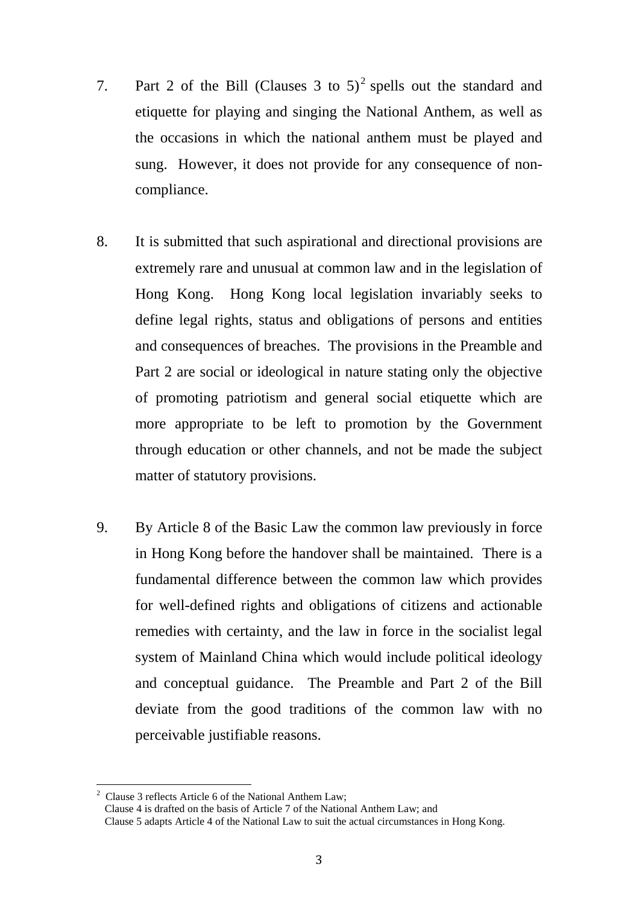7. Part 2 of the Bill (Clauses 3 to 5)[2] spells out the standard and etiquette for playing and singing the National Anthem, as well as the occasions in which the national anthem must be played and sung. However, it does not provide for any consequence of non-compliance.

8. It is submitted that such aspirational and directional provisions are extremely rare and unusual at common law and in the legislation of Hong Kong. Hong Kong local legislation invariably seeks to define legal rights, status and obligations of persons and entities and consequences of breaches. The provisions in the Preamble and Part 2 are social or ideological in nature stating only the objective of promoting patriotism and general social etiquette which are more appropriate to be left to promotion by the Government through education or other channels, and not be made the subject matter of statutory provisions.

9. By Article 8 of the Basic Law the common law previously in force in Hong Kong before the handover shall be maintained. There is a fundamental difference between the common law which provides for well-defined rights and obligations of citizens and actionable remedies with certainty, and the law in force in the socialist legal system of Mainland China which would include political ideology and conceptual guidance. The Preamble and Part 2 of the Bill deviate from the good traditions of the common law with no perceivable justifiable reasons.

---

[2] Clause 3 reflects Article 6 of the National Anthem Law;
Clause 4 is drafted on the basis of Article 7 of the National Anthem Law; and
Clause 5 adapts Article 4 of the National Law to suit the actual circumstances in Hong Kong.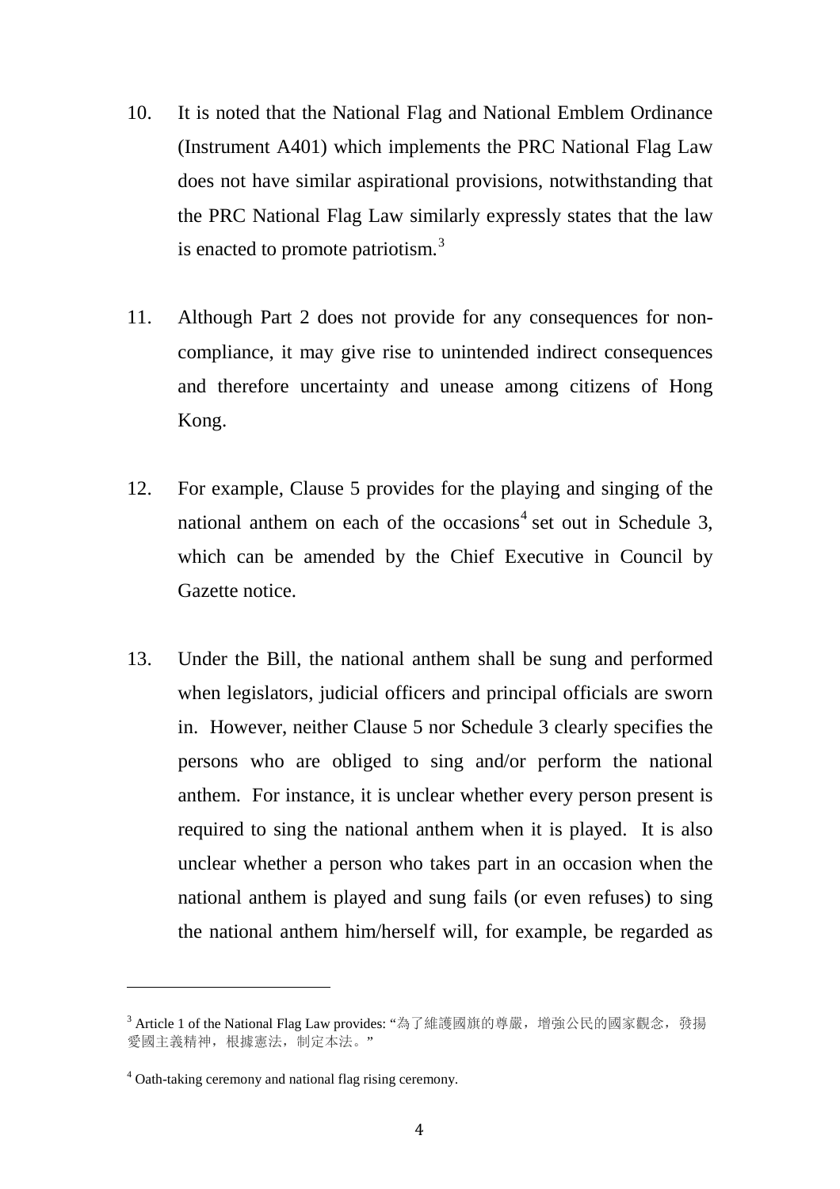10. It is noted that the National Flag and National Emblem Ordinance (Instrument A401) which implements the PRC National Flag Law does not have similar aspirational provisions, notwithstanding that the PRC National Flag Law similarly expressly states that the law is enacted to promote patriotism.[3]

11. Although Part 2 does not provide for any consequences for non-compliance, it may give rise to unintended indirect consequences and therefore uncertainty and unease among citizens of Hong Kong.

12. For example, Clause 5 provides for the playing and singing of the national anthem on each of the occasions[4] set out in Schedule 3, which can be amended by the Chief Executive in Council by Gazette notice.

13. Under the Bill, the national anthem shall be sung and performed when legislators, judicial officers and principal officials are sworn in. However, neither Clause 5 nor Schedule 3 clearly specifies the persons who are obliged to sing and/or perform the national anthem. For instance, it is unclear whether every person present is required to sing the national anthem when it is played. It is also unclear whether a person who takes part in an occasion when the national anthem is played and sung fails (or even refuses) to sing the national anthem him/herself will, for example, be regarded as

---

[3] Article 1 of the National Flag Law provides: "為了維護國旗的尊嚴，增強公民的國家觀念，發揚愛國主義精神，根據憲法，制定本法。"

[4] Oath-taking ceremony and national flag rising ceremony.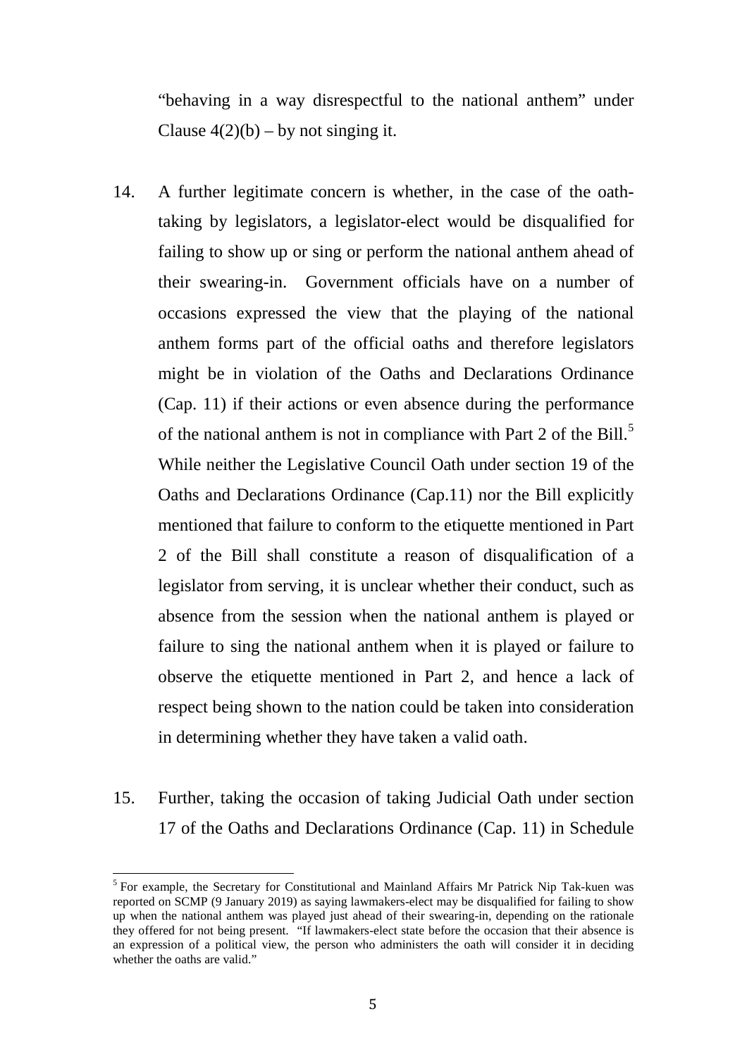"behaving in a way disrespectful to the national anthem" under Clause 4(2)(b) – by not singing it.

14. A further legitimate concern is whether, in the case of the oath-taking by legislators, a legislator-elect would be disqualified for failing to show up or sing or perform the national anthem ahead of their swearing-in. Government officials have on a number of occasions expressed the view that the playing of the national anthem forms part of the official oaths and therefore legislators might be in violation of the Oaths and Declarations Ordinance (Cap. 11) if their actions or even absence during the performance of the national anthem is not in compliance with Part 2 of the Bill.[5] While neither the Legislative Council Oath under section 19 of the Oaths and Declarations Ordinance (Cap.11) nor the Bill explicitly mentioned that failure to conform to the etiquette mentioned in Part 2 of the Bill shall constitute a reason of disqualification of a legislator from serving, it is unclear whether their conduct, such as absence from the session when the national anthem is played or failure to sing the national anthem when it is played or failure to observe the etiquette mentioned in Part 2, and hence a lack of respect being shown to the nation could be taken into consideration in determining whether they have taken a valid oath.

15. Further, taking the occasion of taking Judicial Oath under section 17 of the Oaths and Declarations Ordinance (Cap. 11) in Schedule

---

[5] For example, the Secretary for Constitutional and Mainland Affairs Mr Patrick Nip Tak-kuen was reported on SCMP (9 January 2019) as saying lawmakers-elect may be disqualified for failing to show up when the national anthem was played just ahead of their swearing-in, depending on the rationale they offered for not being present. "If lawmakers-elect state before the occasion that their absence is an expression of a political view, the person who administers the oath will consider it in deciding whether the oaths are valid."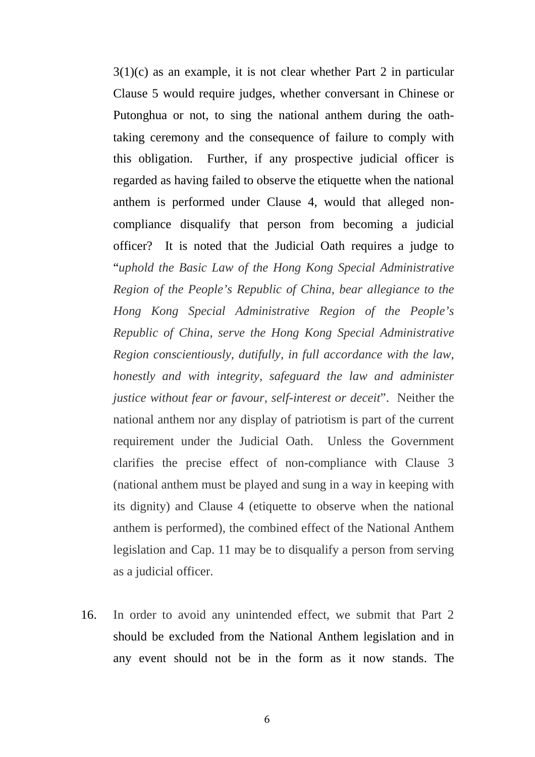3(1)(c) as an example, it is not clear whether Part 2 in particular Clause 5 would require judges, whether conversant in Chinese or Putonghua or not, to sing the national anthem during the oath-taking ceremony and the consequence of failure to comply with this obligation. Further, if any prospective judicial officer is regarded as having failed to observe the etiquette when the national anthem is performed under Clause 4, would that alleged non-compliance disqualify that person from becoming a judicial officer? It is noted that the Judicial Oath requires a judge to "*uphold the Basic Law of the Hong Kong Special Administrative Region of the People's Republic of China, bear allegiance to the Hong Kong Special Administrative Region of the People's Republic of China, serve the Hong Kong Special Administrative Region conscientiously, dutifully, in full accordance with the law, honestly and with integrity, safeguard the law and administer justice without fear or favour, self-interest or deceit*". Neither the national anthem nor any display of patriotism is part of the current requirement under the Judicial Oath. Unless the Government clarifies the precise effect of non-compliance with Clause 3 (national anthem must be played and sung in a way in keeping with its dignity) and Clause 4 (etiquette to observe when the national anthem is performed), the combined effect of the National Anthem legislation and Cap. 11 may be to disqualify a person from serving as a judicial officer.

16. In order to avoid any unintended effect, we submit that Part 2 should be excluded from the National Anthem legislation and in any event should not be in the form as it now stands. The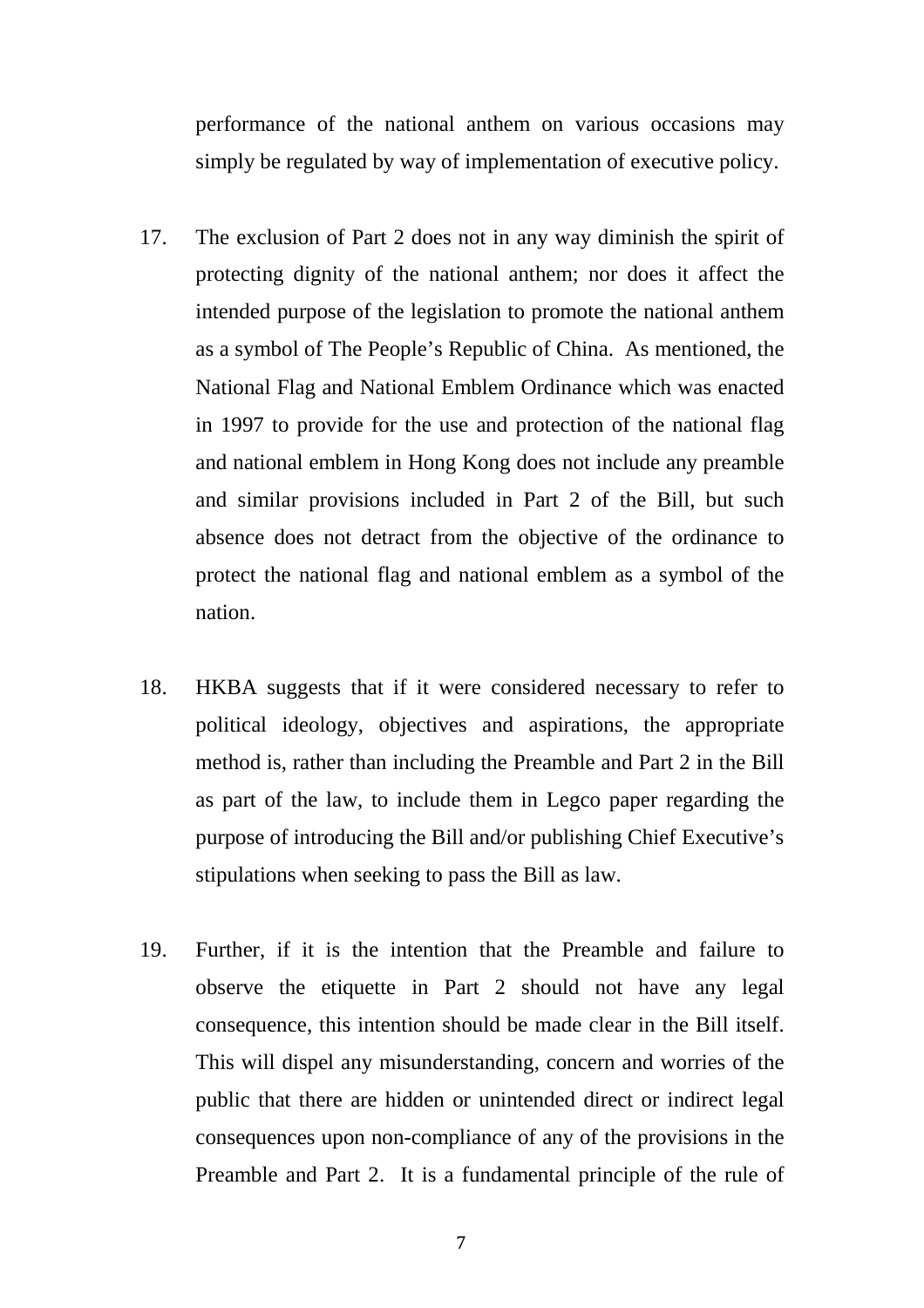performance of the national anthem on various occasions may simply be regulated by way of implementation of executive policy.

17. The exclusion of Part 2 does not in any way diminish the spirit of protecting dignity of the national anthem; nor does it affect the intended purpose of the legislation to promote the national anthem as a symbol of The People's Republic of China. As mentioned, the National Flag and National Emblem Ordinance which was enacted in 1997 to provide for the use and protection of the national flag and national emblem in Hong Kong does not include any preamble and similar provisions included in Part 2 of the Bill, but such absence does not detract from the objective of the ordinance to protect the national flag and national emblem as a symbol of the nation.

18. HKBA suggests that if it were considered necessary to refer to political ideology, objectives and aspirations, the appropriate method is, rather than including the Preamble and Part 2 in the Bill as part of the law, to include them in Legco paper regarding the purpose of introducing the Bill and/or publishing Chief Executive's stipulations when seeking to pass the Bill as law.

19. Further, if it is the intention that the Preamble and failure to observe the etiquette in Part 2 should not have any legal consequence, this intention should be made clear in the Bill itself. This will dispel any misunderstanding, concern and worries of the public that there are hidden or unintended direct or indirect legal consequences upon non-compliance of any of the provisions in the Preamble and Part 2. It is a fundamental principle of the rule of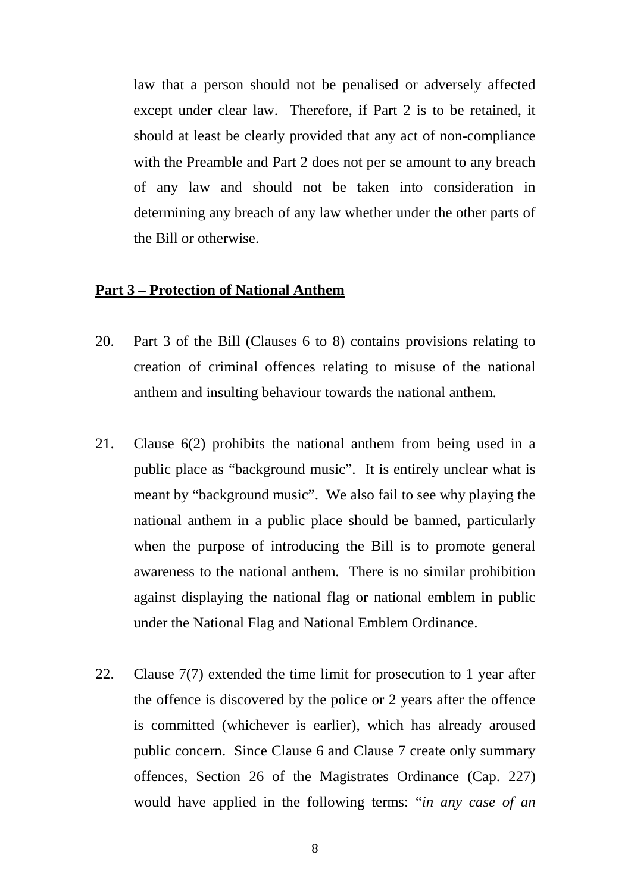law that a person should not be penalised or adversely affected except under clear law. Therefore, if Part 2 is to be retained, it should at least be clearly provided that any act of non-compliance with the Preamble and Part 2 does not per se amount to any breach of any law and should not be taken into consideration in determining any breach of any law whether under the other parts of the Bill or otherwise.

**Part 3 – Protection of National Anthem**

20. Part 3 of the Bill (Clauses 6 to 8) contains provisions relating to creation of criminal offences relating to misuse of the national anthem and insulting behaviour towards the national anthem.

21. Clause 6(2) prohibits the national anthem from being used in a public place as "background music". It is entirely unclear what is meant by "background music". We also fail to see why playing the national anthem in a public place should be banned, particularly when the purpose of introducing the Bill is to promote general awareness to the national anthem. There is no similar prohibition against displaying the national flag or national emblem in public under the National Flag and National Emblem Ordinance.

22. Clause 7(7) extended the time limit for prosecution to 1 year after the offence is discovered by the police or 2 years after the offence is committed (whichever is earlier), which has already aroused public concern. Since Clause 6 and Clause 7 create only summary offences, Section 26 of the Magistrates Ordinance (Cap. 227) would have applied in the following terms: "*in any case of an*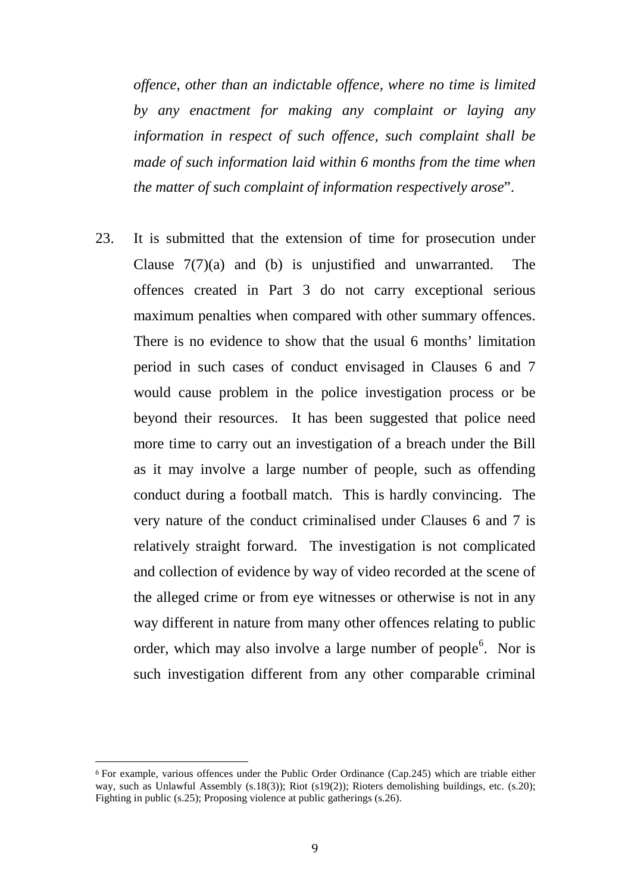*offence, other than an indictable offence, where no time is limited by any enactment for making any complaint or laying any information in respect of such offence, such complaint shall be made of such information laid within 6 months from the time when the matter of such complaint of information respectively arose*".

23. It is submitted that the extension of time for prosecution under Clause 7(7)(a) and (b) is unjustified and unwarranted. The offences created in Part 3 do not carry exceptional serious maximum penalties when compared with other summary offences. There is no evidence to show that the usual 6 months' limitation period in such cases of conduct envisaged in Clauses 6 and 7 would cause problem in the police investigation process or be beyond their resources. It has been suggested that police need more time to carry out an investigation of a breach under the Bill as it may involve a large number of people, such as offending conduct during a football match. This is hardly convincing. The very nature of the conduct criminalised under Clauses 6 and 7 is relatively straight forward. The investigation is not complicated and collection of evidence by way of video recorded at the scene of the alleged crime or from eye witnesses or otherwise is not in any way different in nature from many other offences relating to public order, which may also involve a large number of people[6]. Nor is such investigation different from any other comparable criminal

---

[6] For example, various offences under the Public Order Ordinance (Cap.245) which are triable either way, such as Unlawful Assembly (s.18(3)); Riot (s19(2)); Rioters demolishing buildings, etc. (s.20); Fighting in public (s.25); Proposing violence at public gatherings (s.26).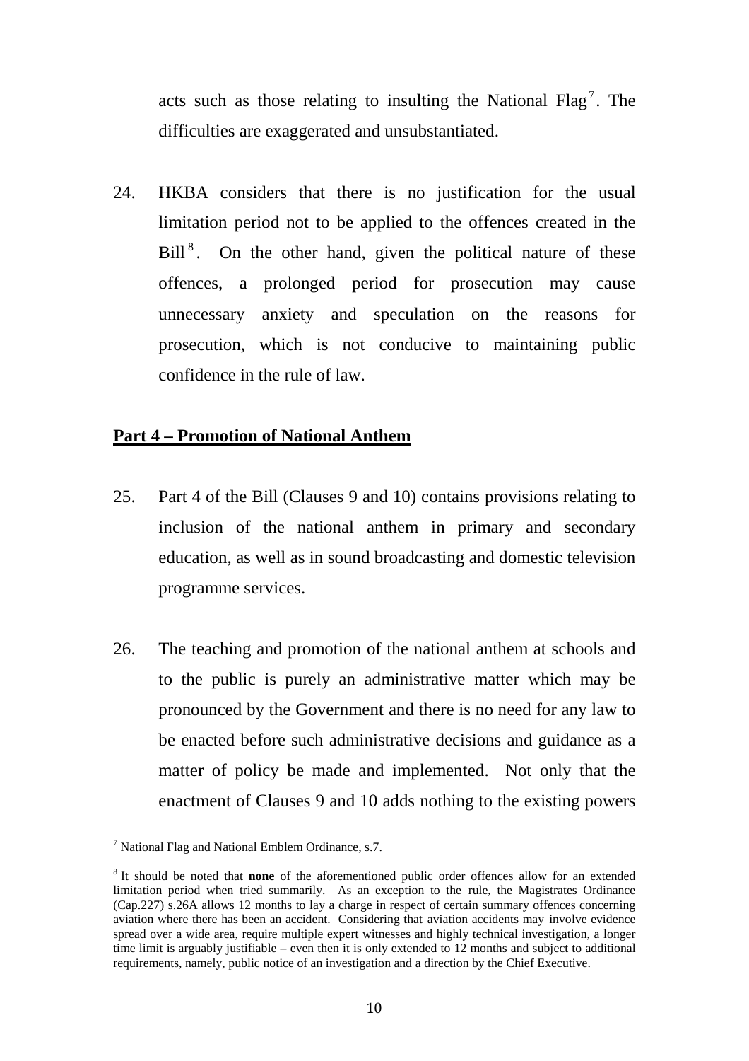acts such as those relating to insulting the National Flag[7]. The difficulties are exaggerated and unsubstantiated.

24. HKBA considers that there is no justification for the usual limitation period not to be applied to the offences created in the Bill[8]. On the other hand, given the political nature of these offences, a prolonged period for prosecution may cause unnecessary anxiety and speculation on the reasons for prosecution, which is not conducive to maintaining public confidence in the rule of law.

## Part 4 – Promotion of National Anthem

25. Part 4 of the Bill (Clauses 9 and 10) contains provisions relating to inclusion of the national anthem in primary and secondary education, as well as in sound broadcasting and domestic television programme services.

26. The teaching and promotion of the national anthem at schools and to the public is purely an administrative matter which may be pronounced by the Government and there is no need for any law to be enacted before such administrative decisions and guidance as a matter of policy be made and implemented. Not only that the enactment of Clauses 9 and 10 adds nothing to the existing powers

---

[7] National Flag and National Emblem Ordinance, s.7.

[8] It should be noted that **none** of the aforementioned public order offences allow for an extended limitation period when tried summarily. As an exception to the rule, the Magistrates Ordinance (Cap.227) s.26A allows 12 months to lay a charge in respect of certain summary offences concerning aviation where there has been an accident. Considering that aviation accidents may involve evidence spread over a wide area, require multiple expert witnesses and highly technical investigation, a longer time limit is arguably justifiable – even then it is only extended to 12 months and subject to additional requirements, namely, public notice of an investigation and a direction by the Chief Executive.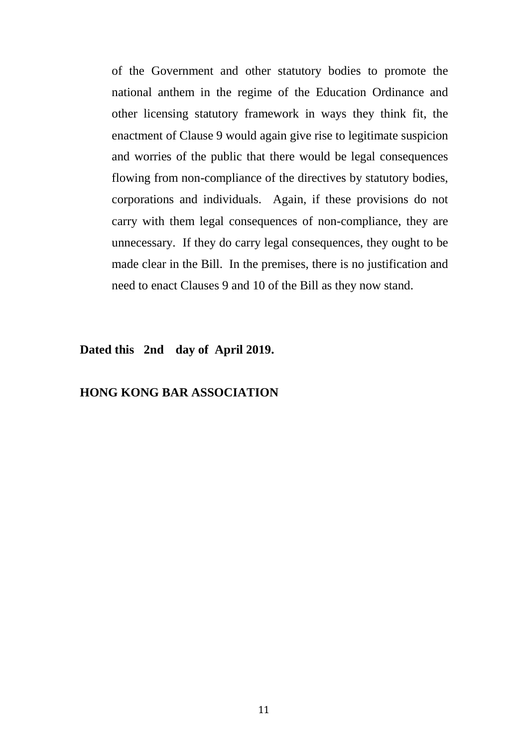of the Government and other statutory bodies to promote the national anthem in the regime of the Education Ordinance and other licensing statutory framework in ways they think fit, the enactment of Clause 9 would again give rise to legitimate suspicion and worries of the public that there would be legal consequences flowing from non-compliance of the directives by statutory bodies, corporations and individuals. Again, if these provisions do not carry with them legal consequences of non-compliance, they are unnecessary. If they do carry legal consequences, they ought to be made clear in the Bill. In the premises, there is no justification and need to enact Clauses 9 and 10 of the Bill as they now stand.

**Dated this 2nd day of April 2019.**

**HONG KONG BAR ASSOCIATION**